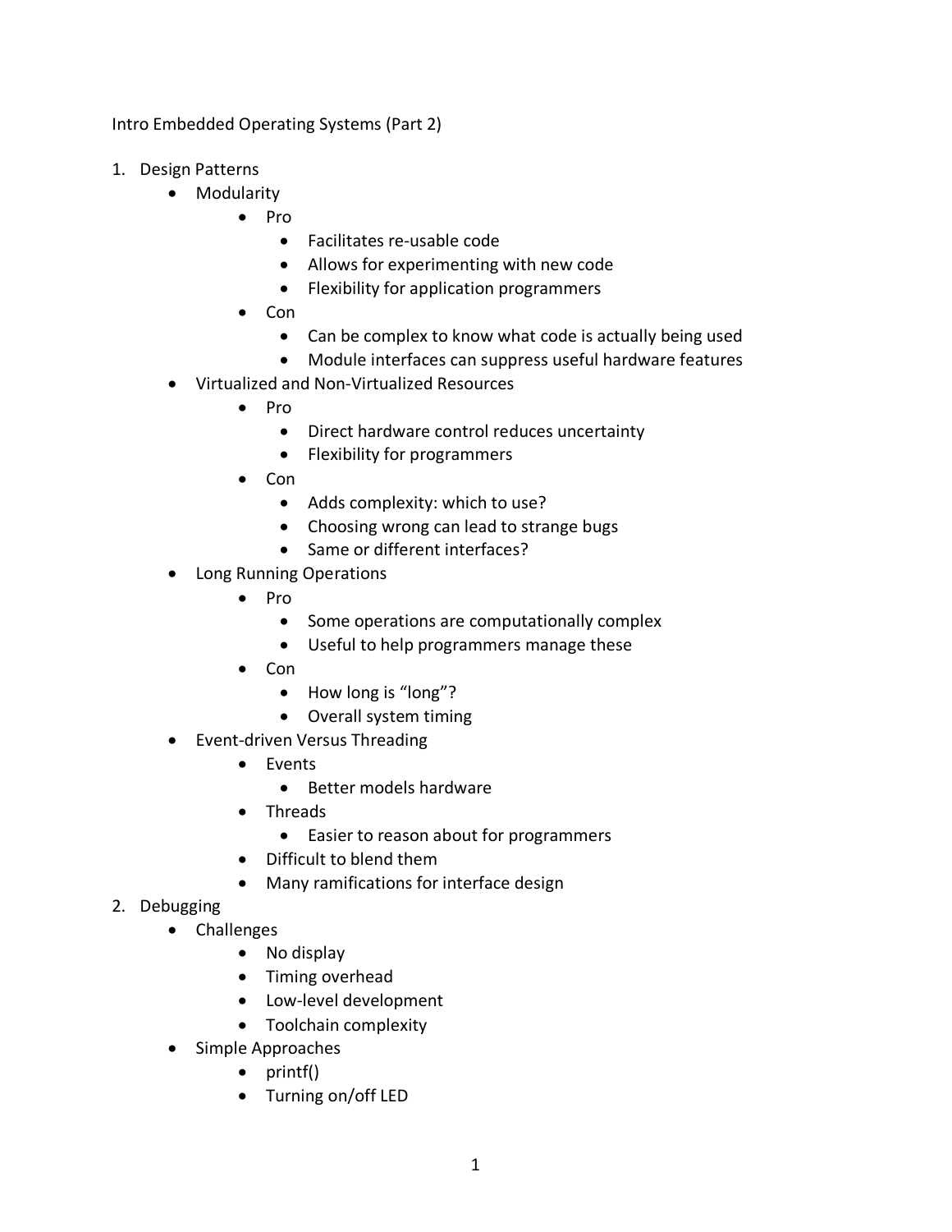Intro Embedded Operating Systems (Part 2)

1. Design Patterns
    - Modularity
        - Pro
            - Facilitates re-usable code
            - Allows for experimenting with new code
            - Flexibility for application programmers
        - Con
            - Can be complex to know what code is actually being used
            - Module interfaces can suppress useful hardware features
    - Virtualized and Non-Virtualized Resources
        - Pro
            - Direct hardware control reduces uncertainty
            - Flexibility for programmers
        - Con
            - Adds complexity: which to use?
            - Choosing wrong can lead to strange bugs
            - Same or different interfaces?
    - Long Running Operations
        - Pro
            - Some operations are computationally complex
            - Useful to help programmers manage these
        - Con
            - How long is "long"?
            - Overall system timing
    - Event-driven Versus Threading
        - Events
            - Better models hardware
        - Threads
            - Easier to reason about for programmers
        - Difficult to blend them
        - Many ramifications for interface design
2. Debugging
    - Challenges
        - No display
        - Timing overhead
        - Low-level development
        - Toolchain complexity
    - Simple Approaches
        - printf()
        - Turning on/off LED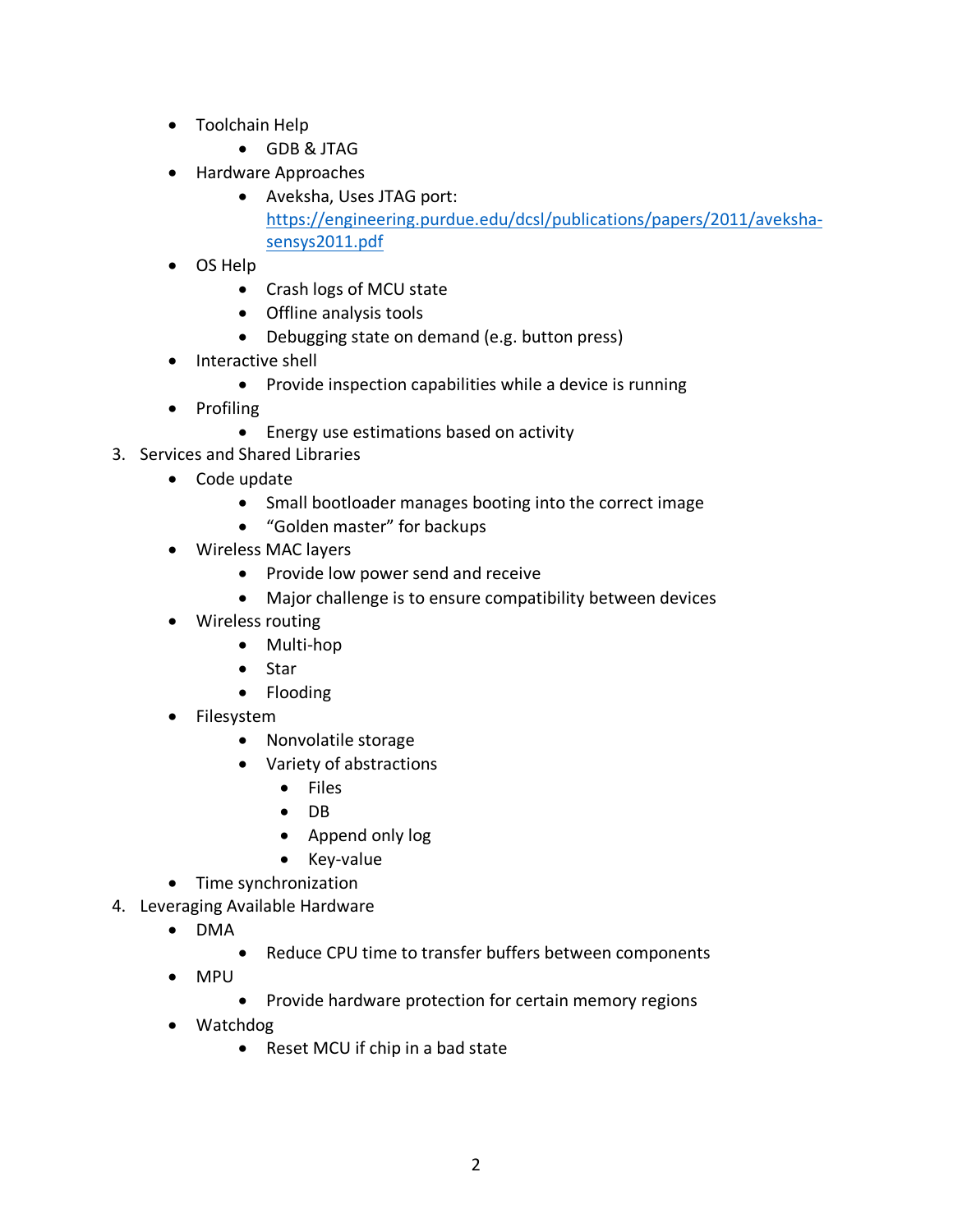- Toolchain Help
    - GDB & JTAG
- Hardware Approaches
    - Aveksha, Uses JTAG port: [https://engineering.purdue.edu/dcsl/publications/papers/2011/aveksha-sensys2011.pdf](https://engineering.purdue.edu/dcsl/publications/papers/2011/aveksha-sensys2011.pdf)
- OS Help
    - Crash logs of MCU state
    - Offline analysis tools
    - Debugging state on demand (e.g. button press)
- Interactive shell
    - Provide inspection capabilities while a device is running
- Profiling
    - Energy use estimations based on activity

3. Services and Shared Libraries
    - Code update
        - Small bootloader manages booting into the correct image
        - "Golden master" for backups
    - Wireless MAC layers
        - Provide low power send and receive
        - Major challenge is to ensure compatibility between devices
    - Wireless routing
        - Multi-hop
        - Star
        - Flooding
    - Filesystem
        - Nonvolatile storage
        - Variety of abstractions
            - Files
            - DB
            - Append only log
            - Key-value
    - Time synchronization
4. Leveraging Available Hardware
    - DMA
        - Reduce CPU time to transfer buffers between components
    - MPU
        - Provide hardware protection for certain memory regions
    - Watchdog
        - Reset MCU if chip in a bad state